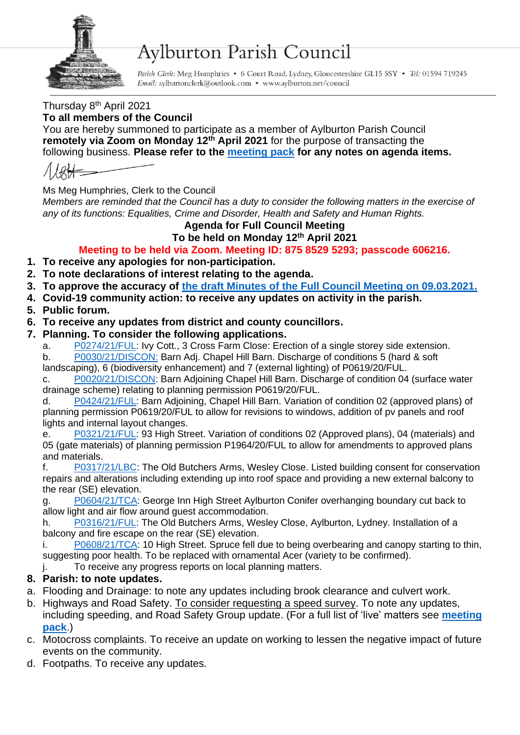# Aylburton Parish Council

*Parish Clerk:* Meg Humphries • 6 Court Road, Lydney, Gloucestershire GL15 5SY • *Tel:* 01594 719245
*Email:* aylburtonclerk@outlook.com • www.aylburton.net/council

Thursday 8th April 2021

**To all members of the Council**

You are hereby summoned to participate as a member of Aylburton Parish Council **remotely via Zoom on Monday 12th April 2021** for the purpose of transacting the following business. **Please refer to the meeting pack for any notes on agenda items.**

Ms Meg Humphries, Clerk to the Council

*Members are reminded that the Council has a duty to consider the following matters in the exercise of any of its functions: Equalities, Crime and Disorder, Health and Safety and Human Rights.*

**Agenda for Full Council Meeting**
**To be held on Monday 12th April 2021**

**Meeting to be held via Zoom. Meeting ID: 875 8529 5293; passcode 606216.**

1. **To receive any apologies for non-participation.**
2. **To note declarations of interest relating to the agenda.**
3. **To approve the accuracy of the draft Minutes of the Full Council Meeting on 09.03.2021.**
4. **Covid-19 community action: to receive any updates on activity in the parish.**
5. **Public forum.**
6. **To receive any updates from district and county councillors.**
7. **Planning. To consider the following applications.**
   a. P0274/21/FUL: Ivy Cott., 3 Cross Farm Close: Erection of a single storey side extension.
   b. P0030/21/DISCON: Barn Adj. Chapel Hill Barn. Discharge of conditions 5 (hard & soft landscaping), 6 (biodiversity enhancement) and 7 (external lighting) of P0619/20/FUL.
   c. P0020/21/DISCON: Barn Adjoining Chapel Hill Barn. Discharge of condition 04 (surface water drainage scheme) relating to planning permission P0619/20/FUL.
   d. P0424/21/FUL: Barn Adjoining, Chapel Hill Barn. Variation of condition 02 (approved plans) of planning permission P0619/20/FUL to allow for revisions to windows, addition of pv panels and roof lights and internal layout changes.
   e. P0321/21/FUL: 93 High Street. Variation of conditions 02 (Approved plans), 04 (materials) and 05 (gate materials) of planning permission P1964/20/FUL to allow for amendments to approved plans and materials.
   f. P0317/21/LBC: The Old Butchers Arms, Wesley Close. Listed building consent for conservation repairs and alterations including extending up into roof space and providing a new external balcony to the rear (SE) elevation.
   g. P0604/21/TCA: George Inn High Street Aylburton Conifer overhanging boundary cut back to allow light and air flow around guest accommodation.
   h. P0316/21/FUL: The Old Butchers Arms, Wesley Close, Aylburton, Lydney. Installation of a balcony and fire escape on the rear (SE) elevation.
   i. P0608/21/TCA: 10 High Street. Spruce fell due to being overbearing and canopy starting to thin, suggesting poor health. To be replaced with ornamental Acer (variety to be confirmed).
   j. To receive any progress reports on local planning matters.
8. **Parish: to note updates.**
   a. Flooding and Drainage: to note any updates including brook clearance and culvert work.
   b. Highways and Road Safety. To consider requesting a speed survey. To note any updates, including speeding, and Road Safety Group update. (For a full list of 'live' matters see **meeting pack**.)
   c. Motocross complaints. To receive an update on working to lessen the negative impact of future events on the community.
   d. Footpaths. To receive any updates.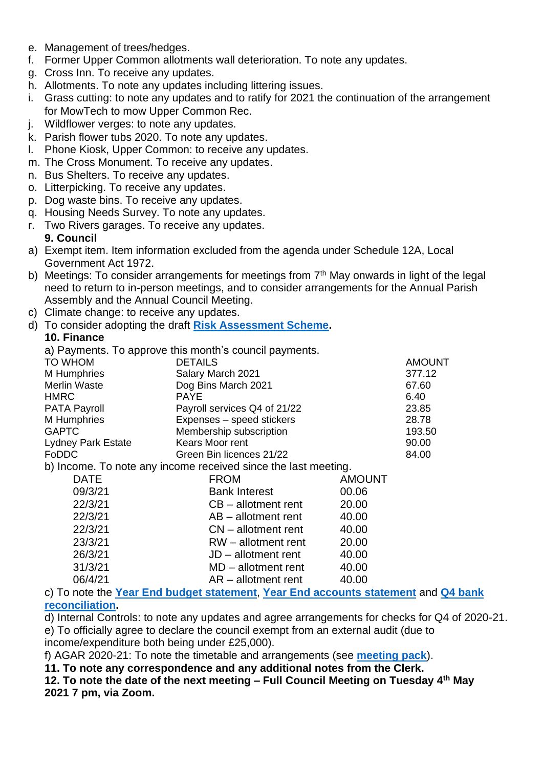e. Management of trees/hedges.
f. Former Upper Common allotments wall deterioration. To note any updates.
g. Cross Inn. To receive any updates.
h. Allotments. To note any updates including littering issues.
i. Grass cutting: to note any updates and to ratify for 2021 the continuation of the arrangement for MowTech to mow Upper Common Rec.
j. Wildflower verges: to note any updates.
k. Parish flower tubs 2020. To note any updates.
l. Phone Kiosk, Upper Common: to receive any updates.
m. The Cross Monument. To receive any updates.
n. Bus Shelters. To receive any updates.
o. Litterpicking. To receive any updates.
p. Dog waste bins. To receive any updates.
q. Housing Needs Survey. To note any updates.
r. Two Rivers garages. To receive any updates.

**9. Council**

a) Exempt item. Item information excluded from the agenda under Schedule 12A, Local Government Act 1972.
b) Meetings: To consider arrangements for meetings from 7th May onwards in light of the legal need to return to in-person meetings, and to consider arrangements for the Annual Parish Assembly and the Annual Council Meeting.
c) Climate change: to receive any updates.
d) To consider adopting the draft **Risk Assessment Scheme**.

**10. Finance**

a) Payments. To approve this month's council payments.

| TO WHOM | DETAILS | AMOUNT |
|---|---|---|
| M Humphries | Salary March 2021 | 377.12 |
| Merlin Waste | Dog Bins March 2021 | 67.60 |
| HMRC | PAYE | 6.40 |
| PATA Payroll | Payroll services Q4 of 21/22 | 23.85 |
| M Humphries | Expenses – speed stickers | 28.78 |
| GAPTC | Membership subscription | 193.50 |
| Lydney Park Estate | Kears Moor rent | 90.00 |
| FoDDC | Green Bin licences 21/22 | 84.00 |

b) Income. To note any income received since the last meeting.

| DATE | FROM | AMOUNT |
|---|---|---|
| 09/3/21 | Bank Interest | 00.06 |
| 22/3/21 | CB – allotment rent | 20.00 |
| 22/3/21 | AB – allotment rent | 40.00 |
| 22/3/21 | CN – allotment rent | 40.00 |
| 23/3/21 | RW – allotment rent | 20.00 |
| 26/3/21 | JD – allotment rent | 40.00 |
| 31/3/21 | MD – allotment rent | 40.00 |
| 06/4/21 | AR – allotment rent | 40.00 |

c) To note the **Year End budget statement**, **Year End accounts statement** and **Q4 bank reconciliation**.

d) Internal Controls: to note any updates and agree arrangements for checks for Q4 of 2020-21.

e) To officially agree to declare the council exempt from an external audit (due to income/expenditure both being under £25,000).

f) AGAR 2020-21: To note the timetable and arrangements (see **meeting pack**).

**11. To note any correspondence and any additional notes from the Clerk.**

**12. To note the date of the next meeting – Full Council Meeting on Tuesday 4th May 2021 7 pm, via Zoom.**